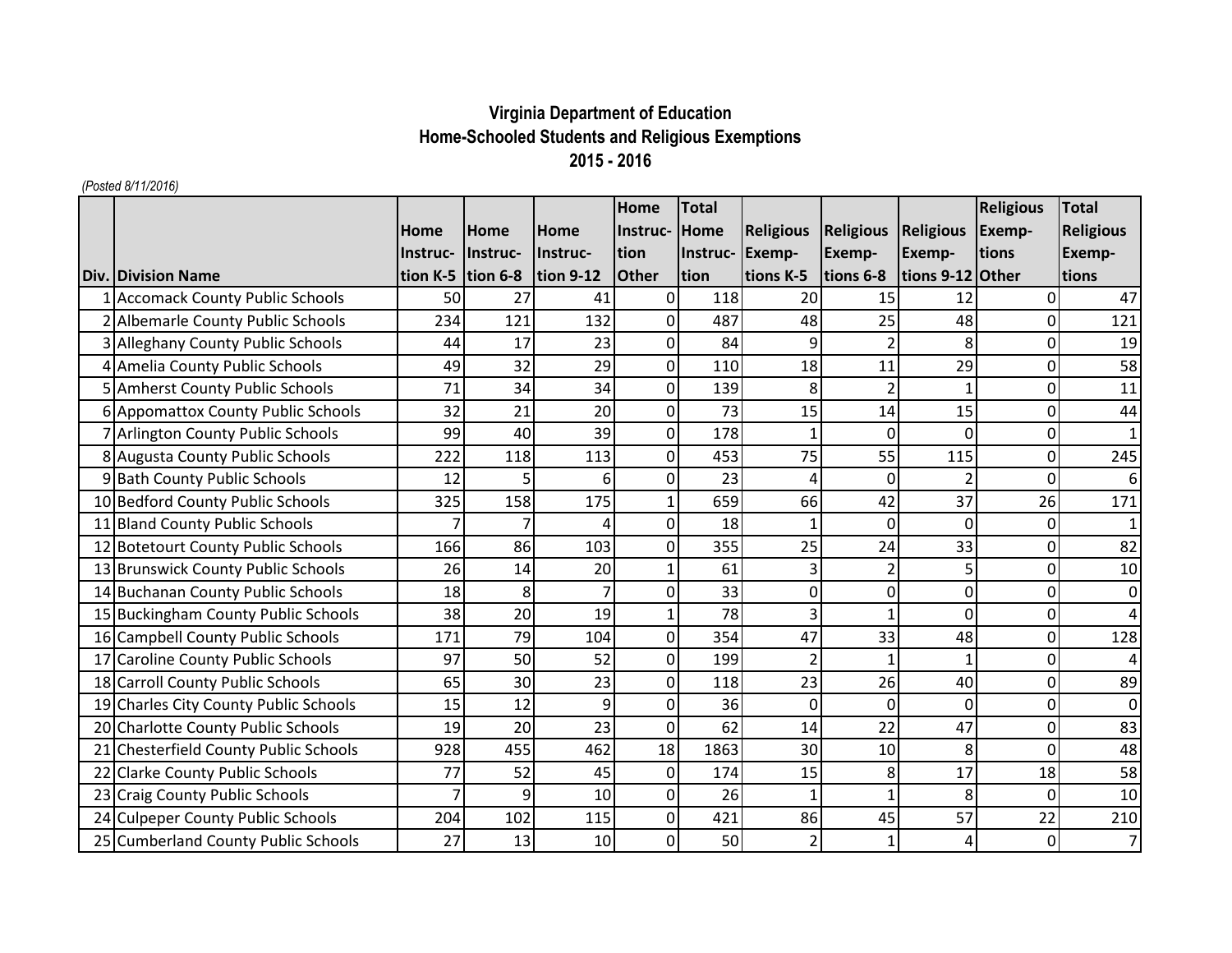# Virginia Department of Education
## Home-Schooled Students and Religious Exemptions
## 2015 - 2016

*(Posted 8/11/2016)*

| Div. | Division Name | Home Instruction K-5 | Home Instruction 6-8 | Home Instruction 9-12 | Home Instruction Other | Total Home Instruction | Religious Exemptions K-5 | Religious Exemptions 6-8 | Religious Exemptions 9-12 | Religious Exemptions Other | Total Religious Exemptions |
|---|---|---|---|---|---|---|---|---|---|---|---|
| 1 | Accomack County Public Schools | 50 | 27 | 41 | 0 | 118 | 20 | 15 | 12 | 0 | 47 |
| 2 | Albemarle County Public Schools | 234 | 121 | 132 | 0 | 487 | 48 | 25 | 48 | 0 | 121 |
| 3 | Alleghany County Public Schools | 44 | 17 | 23 | 0 | 84 | 9 | 2 | 8 | 0 | 19 |
| 4 | Amelia County Public Schools | 49 | 32 | 29 | 0 | 110 | 18 | 11 | 29 | 0 | 58 |
| 5 | Amherst County Public Schools | 71 | 34 | 34 | 0 | 139 | 8 | 2 | 1 | 0 | 11 |
| 6 | Appomattox County Public Schools | 32 | 21 | 20 | 0 | 73 | 15 | 14 | 15 | 0 | 44 |
| 7 | Arlington County Public Schools | 99 | 40 | 39 | 0 | 178 | 1 | 0 | 0 | 0 | 1 |
| 8 | Augusta County Public Schools | 222 | 118 | 113 | 0 | 453 | 75 | 55 | 115 | 0 | 245 |
| 9 | Bath County Public Schools | 12 | 5 | 6 | 0 | 23 | 4 | 0 | 2 | 0 | 6 |
| 10 | Bedford County Public Schools | 325 | 158 | 175 | 1 | 659 | 66 | 42 | 37 | 26 | 171 |
| 11 | Bland County Public Schools | 7 | 7 | 4 | 0 | 18 | 1 | 0 | 0 | 0 | 1 |
| 12 | Botetourt County Public Schools | 166 | 86 | 103 | 0 | 355 | 25 | 24 | 33 | 0 | 82 |
| 13 | Brunswick County Public Schools | 26 | 14 | 20 | 1 | 61 | 3 | 2 | 5 | 0 | 10 |
| 14 | Buchanan County Public Schools | 18 | 8 | 7 | 0 | 33 | 0 | 0 | 0 | 0 | 0 |
| 15 | Buckingham County Public Schools | 38 | 20 | 19 | 1 | 78 | 3 | 1 | 0 | 0 | 4 |
| 16 | Campbell County Public Schools | 171 | 79 | 104 | 0 | 354 | 47 | 33 | 48 | 0 | 128 |
| 17 | Caroline County Public Schools | 97 | 50 | 52 | 0 | 199 | 2 | 1 | 1 | 0 | 4 |
| 18 | Carroll County Public Schools | 65 | 30 | 23 | 0 | 118 | 23 | 26 | 40 | 0 | 89 |
| 19 | Charles City County Public Schools | 15 | 12 | 9 | 0 | 36 | 0 | 0 | 0 | 0 | 0 |
| 20 | Charlotte County Public Schools | 19 | 20 | 23 | 0 | 62 | 14 | 22 | 47 | 0 | 83 |
| 21 | Chesterfield County Public Schools | 928 | 455 | 462 | 18 | 1863 | 30 | 10 | 8 | 0 | 48 |
| 22 | Clarke County Public Schools | 77 | 52 | 45 | 0 | 174 | 15 | 8 | 17 | 18 | 58 |
| 23 | Craig County Public Schools | 7 | 9 | 10 | 0 | 26 | 1 | 1 | 8 | 0 | 10 |
| 24 | Culpeper County Public Schools | 204 | 102 | 115 | 0 | 421 | 86 | 45 | 57 | 22 | 210 |
| 25 | Cumberland County Public Schools | 27 | 13 | 10 | 0 | 50 | 2 | 1 | 4 | 0 | 7 |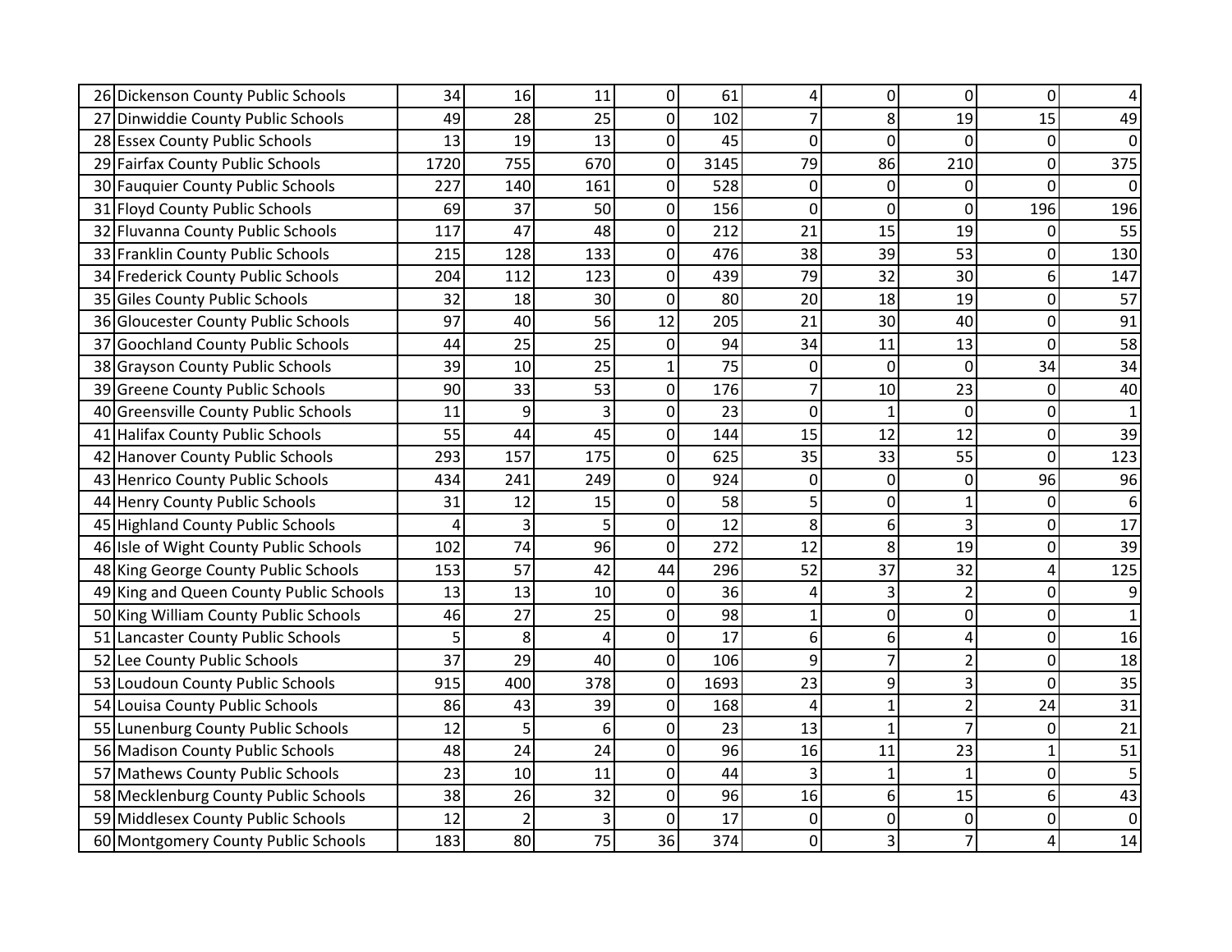| | | | | | | | | | | |
|---|---|---|---|---|---|---|---|---|---|---|
| 26 | Dickenson County Public Schools | 34 | 16 | 11 | 0 | 61 | 4 | 0 | 0 | 0 | 4 |
| 27 | Dinwiddie County Public Schools | 49 | 28 | 25 | 0 | 102 | 7 | 8 | 19 | 15 | 49 |
| 28 | Essex County Public Schools | 13 | 19 | 13 | 0 | 45 | 0 | 0 | 0 | 0 | 0 |
| 29 | Fairfax County Public Schools | 1720 | 755 | 670 | 0 | 3145 | 79 | 86 | 210 | 0 | 375 |
| 30 | Fauquier County Public Schools | 227 | 140 | 161 | 0 | 528 | 0 | 0 | 0 | 0 | 0 |
| 31 | Floyd County Public Schools | 69 | 37 | 50 | 0 | 156 | 0 | 0 | 0 | 196 | 196 |
| 32 | Fluvanna County Public Schools | 117 | 47 | 48 | 0 | 212 | 21 | 15 | 19 | 0 | 55 |
| 33 | Franklin County Public Schools | 215 | 128 | 133 | 0 | 476 | 38 | 39 | 53 | 0 | 130 |
| 34 | Frederick County Public Schools | 204 | 112 | 123 | 0 | 439 | 79 | 32 | 30 | 6 | 147 |
| 35 | Giles County Public Schools | 32 | 18 | 30 | 0 | 80 | 20 | 18 | 19 | 0 | 57 |
| 36 | Gloucester County Public Schools | 97 | 40 | 56 | 12 | 205 | 21 | 30 | 40 | 0 | 91 |
| 37 | Goochland County Public Schools | 44 | 25 | 25 | 0 | 94 | 34 | 11 | 13 | 0 | 58 |
| 38 | Grayson County Public Schools | 39 | 10 | 25 | 1 | 75 | 0 | 0 | 0 | 34 | 34 |
| 39 | Greene County Public Schools | 90 | 33 | 53 | 0 | 176 | 7 | 10 | 23 | 0 | 40 |
| 40 | Greensville County Public Schools | 11 | 9 | 3 | 0 | 23 | 0 | 1 | 0 | 0 | 1 |
| 41 | Halifax County Public Schools | 55 | 44 | 45 | 0 | 144 | 15 | 12 | 12 | 0 | 39 |
| 42 | Hanover County Public Schools | 293 | 157 | 175 | 0 | 625 | 35 | 33 | 55 | 0 | 123 |
| 43 | Henrico County Public Schools | 434 | 241 | 249 | 0 | 924 | 0 | 0 | 0 | 96 | 96 |
| 44 | Henry County Public Schools | 31 | 12 | 15 | 0 | 58 | 5 | 0 | 1 | 0 | 6 |
| 45 | Highland County Public Schools | 4 | 3 | 5 | 0 | 12 | 8 | 6 | 3 | 0 | 17 |
| 46 | Isle of Wight County Public Schools | 102 | 74 | 96 | 0 | 272 | 12 | 8 | 19 | 0 | 39 |
| 48 | King George County Public Schools | 153 | 57 | 42 | 44 | 296 | 52 | 37 | 32 | 4 | 125 |
| 49 | King and Queen County Public Schools | 13 | 13 | 10 | 0 | 36 | 4 | 3 | 2 | 0 | 9 |
| 50 | King William County Public Schools | 46 | 27 | 25 | 0 | 98 | 1 | 0 | 0 | 0 | 1 |
| 51 | Lancaster County Public Schools | 5 | 8 | 4 | 0 | 17 | 6 | 6 | 4 | 0 | 16 |
| 52 | Lee County Public Schools | 37 | 29 | 40 | 0 | 106 | 9 | 7 | 2 | 0 | 18 |
| 53 | Loudoun County Public Schools | 915 | 400 | 378 | 0 | 1693 | 23 | 9 | 3 | 0 | 35 |
| 54 | Louisa County Public Schools | 86 | 43 | 39 | 0 | 168 | 4 | 1 | 2 | 24 | 31 |
| 55 | Lunenburg County Public Schools | 12 | 5 | 6 | 0 | 23 | 13 | 1 | 7 | 0 | 21 |
| 56 | Madison County Public Schools | 48 | 24 | 24 | 0 | 96 | 16 | 11 | 23 | 1 | 51 |
| 57 | Mathews County Public Schools | 23 | 10 | 11 | 0 | 44 | 3 | 1 | 1 | 0 | 5 |
| 58 | Mecklenburg County Public Schools | 38 | 26 | 32 | 0 | 96 | 16 | 6 | 15 | 6 | 43 |
| 59 | Middlesex County Public Schools | 12 | 2 | 3 | 0 | 17 | 0 | 0 | 0 | 0 | 0 |
| 60 | Montgomery County Public Schools | 183 | 80 | 75 | 36 | 374 | 0 | 3 | 7 | 4 | 14 |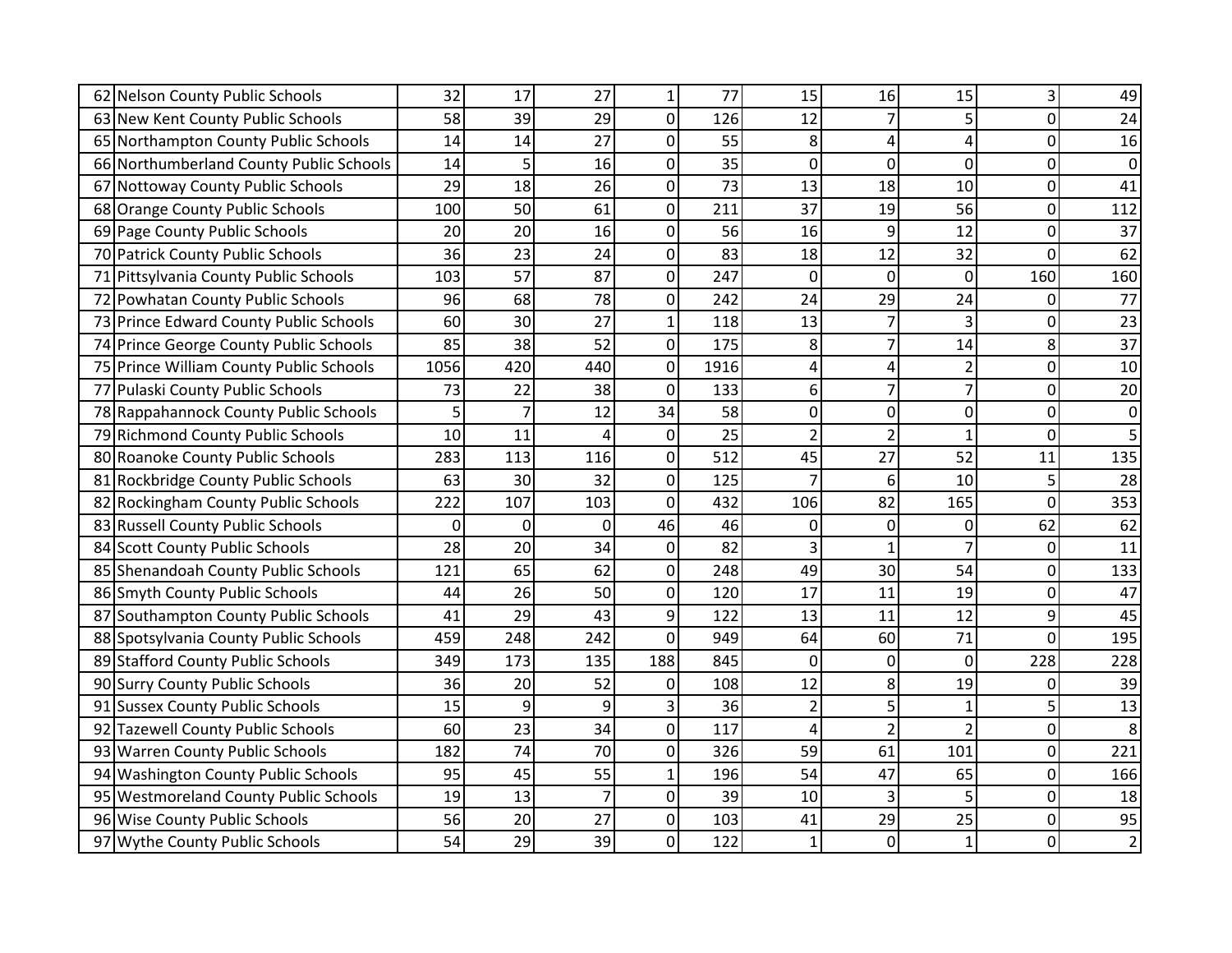| | | | | | | | | | | | |
|---|---|---|---|---|---|---|---|---|---|---|---|
| 62 | Nelson County Public Schools | 32 | 17 | 27 | 1 | 77 | 15 | 16 | 15 | 3 | 49 |
| 63 | New Kent County Public Schools | 58 | 39 | 29 | 0 | 126 | 12 | 7 | 5 | 0 | 24 |
| 65 | Northampton County Public Schools | 14 | 14 | 27 | 0 | 55 | 8 | 4 | 4 | 0 | 16 |
| 66 | Northumberland County Public Schools | 14 | 5 | 16 | 0 | 35 | 0 | 0 | 0 | 0 | 0 |
| 67 | Nottoway County Public Schools | 29 | 18 | 26 | 0 | 73 | 13 | 18 | 10 | 0 | 41 |
| 68 | Orange County Public Schools | 100 | 50 | 61 | 0 | 211 | 37 | 19 | 56 | 0 | 112 |
| 69 | Page County Public Schools | 20 | 20 | 16 | 0 | 56 | 16 | 9 | 12 | 0 | 37 |
| 70 | Patrick County Public Schools | 36 | 23 | 24 | 0 | 83 | 18 | 12 | 32 | 0 | 62 |
| 71 | Pittsylvania County Public Schools | 103 | 57 | 87 | 0 | 247 | 0 | 0 | 0 | 160 | 160 |
| 72 | Powhatan County Public Schools | 96 | 68 | 78 | 0 | 242 | 24 | 29 | 24 | 0 | 77 |
| 73 | Prince Edward County Public Schools | 60 | 30 | 27 | 1 | 118 | 13 | 7 | 3 | 0 | 23 |
| 74 | Prince George County Public Schools | 85 | 38 | 52 | 0 | 175 | 8 | 7 | 14 | 8 | 37 |
| 75 | Prince William County Public Schools | 1056 | 420 | 440 | 0 | 1916 | 4 | 4 | 2 | 0 | 10 |
| 77 | Pulaski County Public Schools | 73 | 22 | 38 | 0 | 133 | 6 | 7 | 7 | 0 | 20 |
| 78 | Rappahannock County Public Schools | 5 | 7 | 12 | 34 | 58 | 0 | 0 | 0 | 0 | 0 |
| 79 | Richmond County Public Schools | 10 | 11 | 4 | 0 | 25 | 2 | 2 | 1 | 0 | 5 |
| 80 | Roanoke County Public Schools | 283 | 113 | 116 | 0 | 512 | 45 | 27 | 52 | 11 | 135 |
| 81 | Rockbridge County Public Schools | 63 | 30 | 32 | 0 | 125 | 7 | 6 | 10 | 5 | 28 |
| 82 | Rockingham County Public Schools | 222 | 107 | 103 | 0 | 432 | 106 | 82 | 165 | 0 | 353 |
| 83 | Russell County Public Schools | 0 | 0 | 0 | 46 | 46 | 0 | 0 | 0 | 62 | 62 |
| 84 | Scott County Public Schools | 28 | 20 | 34 | 0 | 82 | 3 | 1 | 7 | 0 | 11 |
| 85 | Shenandoah County Public Schools | 121 | 65 | 62 | 0 | 248 | 49 | 30 | 54 | 0 | 133 |
| 86 | Smyth County Public Schools | 44 | 26 | 50 | 0 | 120 | 17 | 11 | 19 | 0 | 47 |
| 87 | Southampton County Public Schools | 41 | 29 | 43 | 9 | 122 | 13 | 11 | 12 | 9 | 45 |
| 88 | Spotsylvania County Public Schools | 459 | 248 | 242 | 0 | 949 | 64 | 60 | 71 | 0 | 195 |
| 89 | Stafford County Public Schools | 349 | 173 | 135 | 188 | 845 | 0 | 0 | 0 | 228 | 228 |
| 90 | Surry County Public Schools | 36 | 20 | 52 | 0 | 108 | 12 | 8 | 19 | 0 | 39 |
| 91 | Sussex County Public Schools | 15 | 9 | 9 | 3 | 36 | 2 | 5 | 1 | 5 | 13 |
| 92 | Tazewell County Public Schools | 60 | 23 | 34 | 0 | 117 | 4 | 2 | 2 | 0 | 8 |
| 93 | Warren County Public Schools | 182 | 74 | 70 | 0 | 326 | 59 | 61 | 101 | 0 | 221 |
| 94 | Washington County Public Schools | 95 | 45 | 55 | 1 | 196 | 54 | 47 | 65 | 0 | 166 |
| 95 | Westmoreland County Public Schools | 19 | 13 | 7 | 0 | 39 | 10 | 3 | 5 | 0 | 18 |
| 96 | Wise County Public Schools | 56 | 20 | 27 | 0 | 103 | 41 | 29 | 25 | 0 | 95 |
| 97 | Wythe County Public Schools | 54 | 29 | 39 | 0 | 122 | 1 | 0 | 1 | 0 | 2 |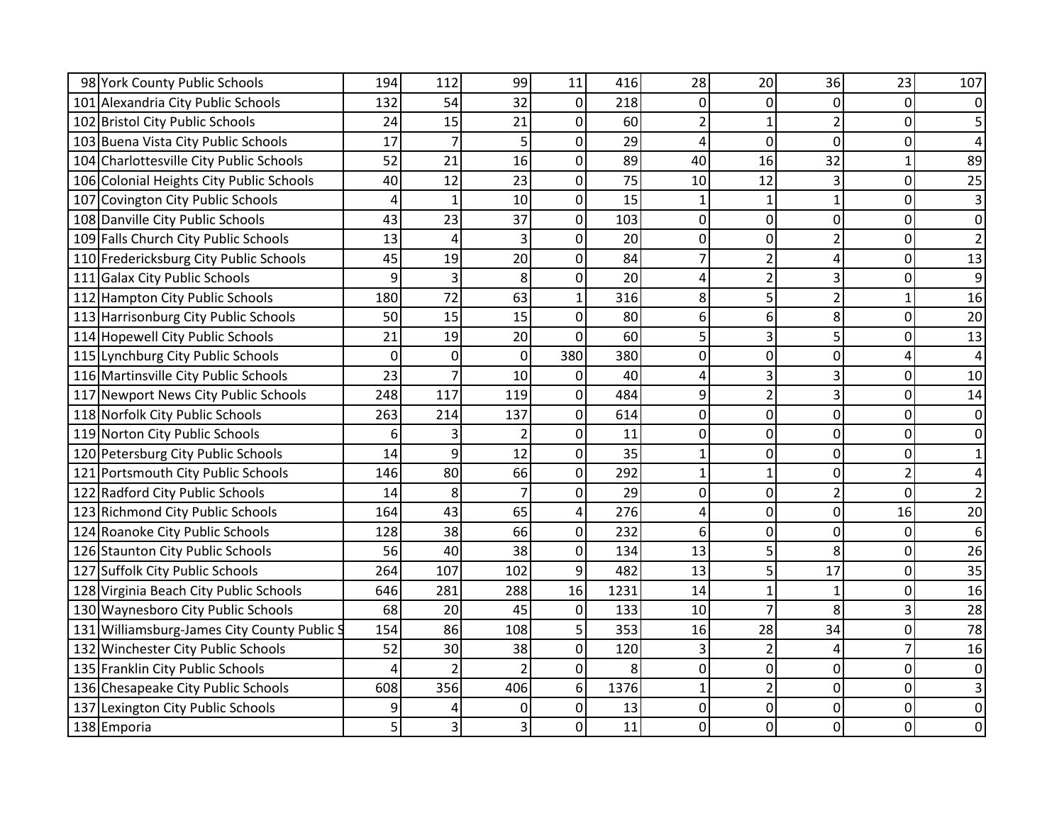| | | | | | | | | | | |
|---|---|---|---|---|---|---|---|---|---|---|
| 98 | York County Public Schools | 194 | 112 | 99 | 11 | 416 | 28 | 20 | 36 | 23 | 107 |
| 101 | Alexandria City Public Schools | 132 | 54 | 32 | 0 | 218 | 0 | 0 | 0 | 0 | 0 |
| 102 | Bristol City Public Schools | 24 | 15 | 21 | 0 | 60 | 2 | 1 | 2 | 0 | 5 |
| 103 | Buena Vista City Public Schools | 17 | 7 | 5 | 0 | 29 | 4 | 0 | 0 | 0 | 4 |
| 104 | Charlottesville City Public Schools | 52 | 21 | 16 | 0 | 89 | 40 | 16 | 32 | 1 | 89 |
| 106 | Colonial Heights City Public Schools | 40 | 12 | 23 | 0 | 75 | 10 | 12 | 3 | 0 | 25 |
| 107 | Covington City Public Schools | 4 | 1 | 10 | 0 | 15 | 1 | 1 | 1 | 0 | 3 |
| 108 | Danville City Public Schools | 43 | 23 | 37 | 0 | 103 | 0 | 0 | 0 | 0 | 0 |
| 109 | Falls Church City Public Schools | 13 | 4 | 3 | 0 | 20 | 0 | 0 | 2 | 0 | 2 |
| 110 | Fredericksburg City Public Schools | 45 | 19 | 20 | 0 | 84 | 7 | 2 | 4 | 0 | 13 |
| 111 | Galax City Public Schools | 9 | 3 | 8 | 0 | 20 | 4 | 2 | 3 | 0 | 9 |
| 112 | Hampton City Public Schools | 180 | 72 | 63 | 1 | 316 | 8 | 5 | 2 | 1 | 16 |
| 113 | Harrisonburg City Public Schools | 50 | 15 | 15 | 0 | 80 | 6 | 6 | 8 | 0 | 20 |
| 114 | Hopewell City Public Schools | 21 | 19 | 20 | 0 | 60 | 5 | 3 | 5 | 0 | 13 |
| 115 | Lynchburg City Public Schools | 0 | 0 | 0 | 380 | 380 | 0 | 0 | 0 | 4 | 4 |
| 116 | Martinsville City Public Schools | 23 | 7 | 10 | 0 | 40 | 4 | 3 | 3 | 0 | 10 |
| 117 | Newport News City Public Schools | 248 | 117 | 119 | 0 | 484 | 9 | 2 | 3 | 0 | 14 |
| 118 | Norfolk City Public Schools | 263 | 214 | 137 | 0 | 614 | 0 | 0 | 0 | 0 | 0 |
| 119 | Norton City Public Schools | 6 | 3 | 2 | 0 | 11 | 0 | 0 | 0 | 0 | 0 |
| 120 | Petersburg City Public Schools | 14 | 9 | 12 | 0 | 35 | 1 | 0 | 0 | 0 | 1 |
| 121 | Portsmouth City Public Schools | 146 | 80 | 66 | 0 | 292 | 1 | 1 | 0 | 2 | 4 |
| 122 | Radford City Public Schools | 14 | 8 | 7 | 0 | 29 | 0 | 0 | 2 | 0 | 2 |
| 123 | Richmond City Public Schools | 164 | 43 | 65 | 4 | 276 | 4 | 0 | 0 | 16 | 20 |
| 124 | Roanoke City Public Schools | 128 | 38 | 66 | 0 | 232 | 6 | 0 | 0 | 0 | 6 |
| 126 | Staunton City Public Schools | 56 | 40 | 38 | 0 | 134 | 13 | 5 | 8 | 0 | 26 |
| 127 | Suffolk City Public Schools | 264 | 107 | 102 | 9 | 482 | 13 | 5 | 17 | 0 | 35 |
| 128 | Virginia Beach City Public Schools | 646 | 281 | 288 | 16 | 1231 | 14 | 1 | 1 | 0 | 16 |
| 130 | Waynesboro City Public Schools | 68 | 20 | 45 | 0 | 133 | 10 | 7 | 8 | 3 | 28 |
| 131 | Williamsburg-James City County Public S | 154 | 86 | 108 | 5 | 353 | 16 | 28 | 34 | 0 | 78 |
| 132 | Winchester City Public Schools | 52 | 30 | 38 | 0 | 120 | 3 | 2 | 4 | 7 | 16 |
| 135 | Franklin City Public Schools | 4 | 2 | 2 | 0 | 8 | 0 | 0 | 0 | 0 | 0 |
| 136 | Chesapeake City Public Schools | 608 | 356 | 406 | 6 | 1376 | 1 | 2 | 0 | 0 | 3 |
| 137 | Lexington City Public Schools | 9 | 4 | 0 | 0 | 13 | 0 | 0 | 0 | 0 | 0 |
| 138 | Emporia | 5 | 3 | 3 | 0 | 11 | 0 | 0 | 0 | 0 | 0 |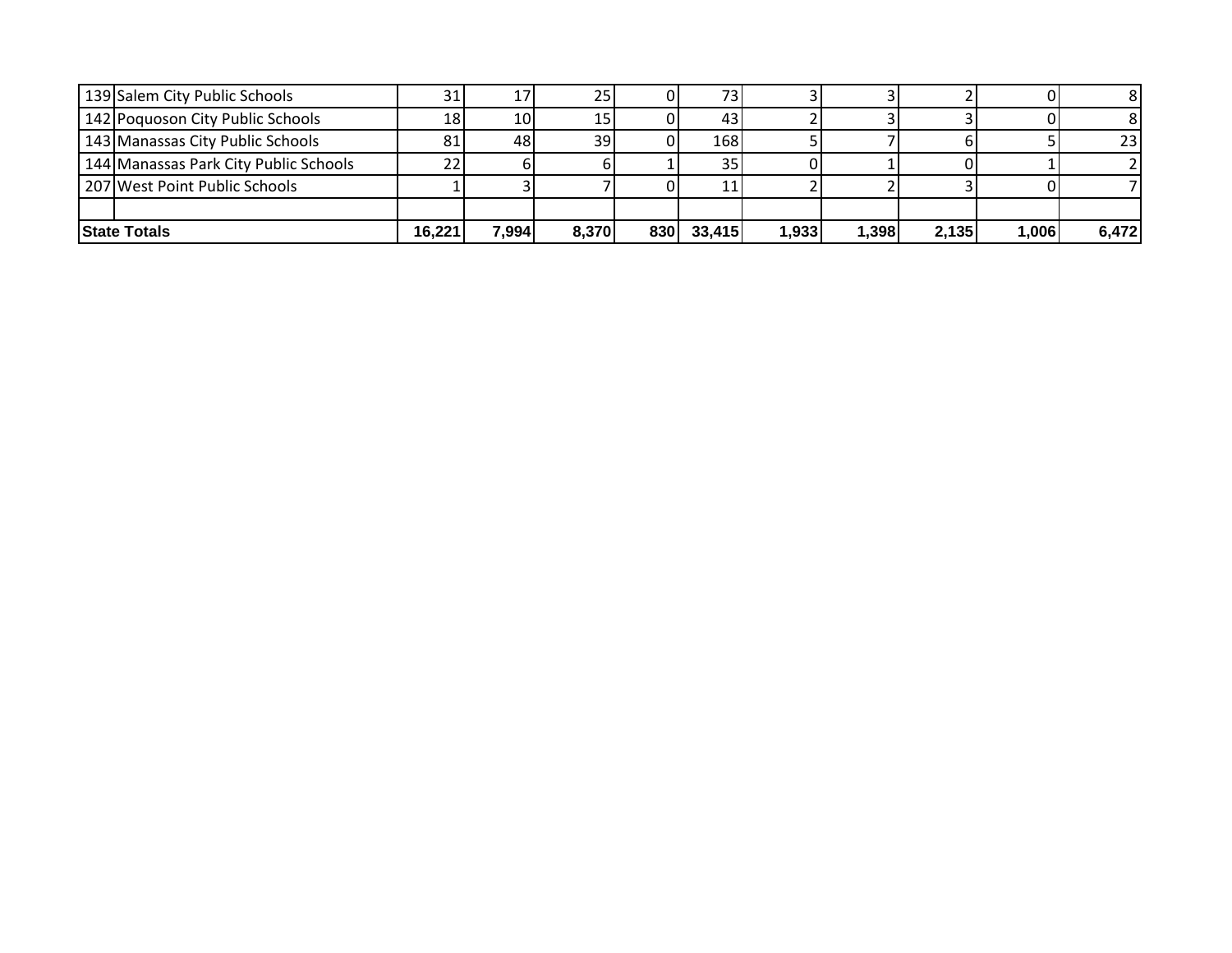| | | | | | | | | | | | |
|---|---|---|---|---|---|---|---|---|---|---|---|
| 139 | Salem City Public Schools | 31 | 17 | 25 | 0 | 73 | 3 | 3 | 2 | 0 | 8 |
| 142 | Poquoson City Public Schools | 18 | 10 | 15 | 0 | 43 | 2 | 3 | 3 | 0 | 8 |
| 143 | Manassas City Public Schools | 81 | 48 | 39 | 0 | 168 | 5 | 7 | 6 | 5 | 23 |
| 144 | Manassas Park City Public Schools | 22 | 6 | 6 | 1 | 35 | 0 | 1 | 0 | 1 | 2 |
| 207 | West Point Public Schools | 1 | 3 | 7 | 0 | 11 | 2 | 2 | 3 | 0 | 7 |
| | | | | | | | | | | | |
| **State Totals** | | **16,221** | **7,994** | **8,370** | **830** | **33,415** | **1,933** | **1,398** | **2,135** | **1,006** | **6,472** |